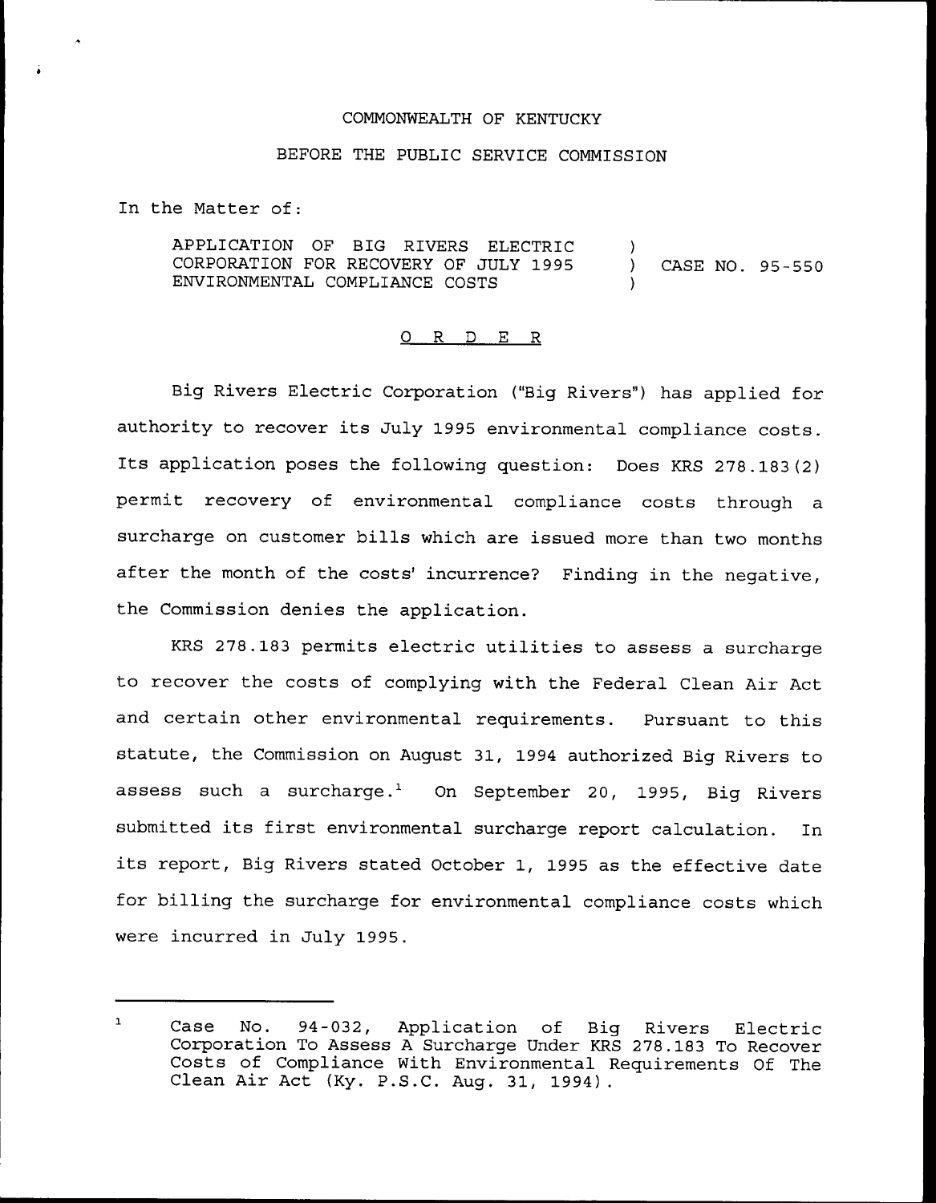COMMONWEALTH OF KENTUCKY

BEFORE THE PUBLIC SERVICE COMMISSION

In the Matter of:

APPLICATION OF BIG RIVERS ELECTRIC CORPORATION FOR RECOVERY OF JULY 1995 ENVIRONMENTAL COMPLIANCE COSTS ) CASE NO. 95-550

## O R D E R

Big Rivers Electric Corporation ("Big Rivers") has applied for authority to recover its July 1995 environmental compliance costs. Its application poses the following question: Does KRS 278.183(2) permit recovery of environmental compliance costs through a surcharge on customer bills which are issued more than two months after the month of the costs' incurrence? Finding in the negative, the Commission denies the application.

KRS 278.183 permits electric utilities to assess a surcharge to recover the costs of complying with the Federal Clean Air Act and certain other environmental requirements. Pursuant to this statute, the Commission on August 31, 1994 authorized Big Rivers to assess such a surcharge.[1] On September 20, 1995, Big Rivers submitted its first environmental surcharge report calculation. In its report, Big Rivers stated October 1, 1995 as the effective date for billing the surcharge for environmental compliance costs which were incurred in July 1995.

---

[1] Case No. 94-032, Application of Big Rivers Electric Corporation To Assess A Surcharge Under KRS 278.183 To Recover Costs of Compliance With Environmental Requirements Of The Clean Air Act (Ky. P.S.C. Aug. 31, 1994).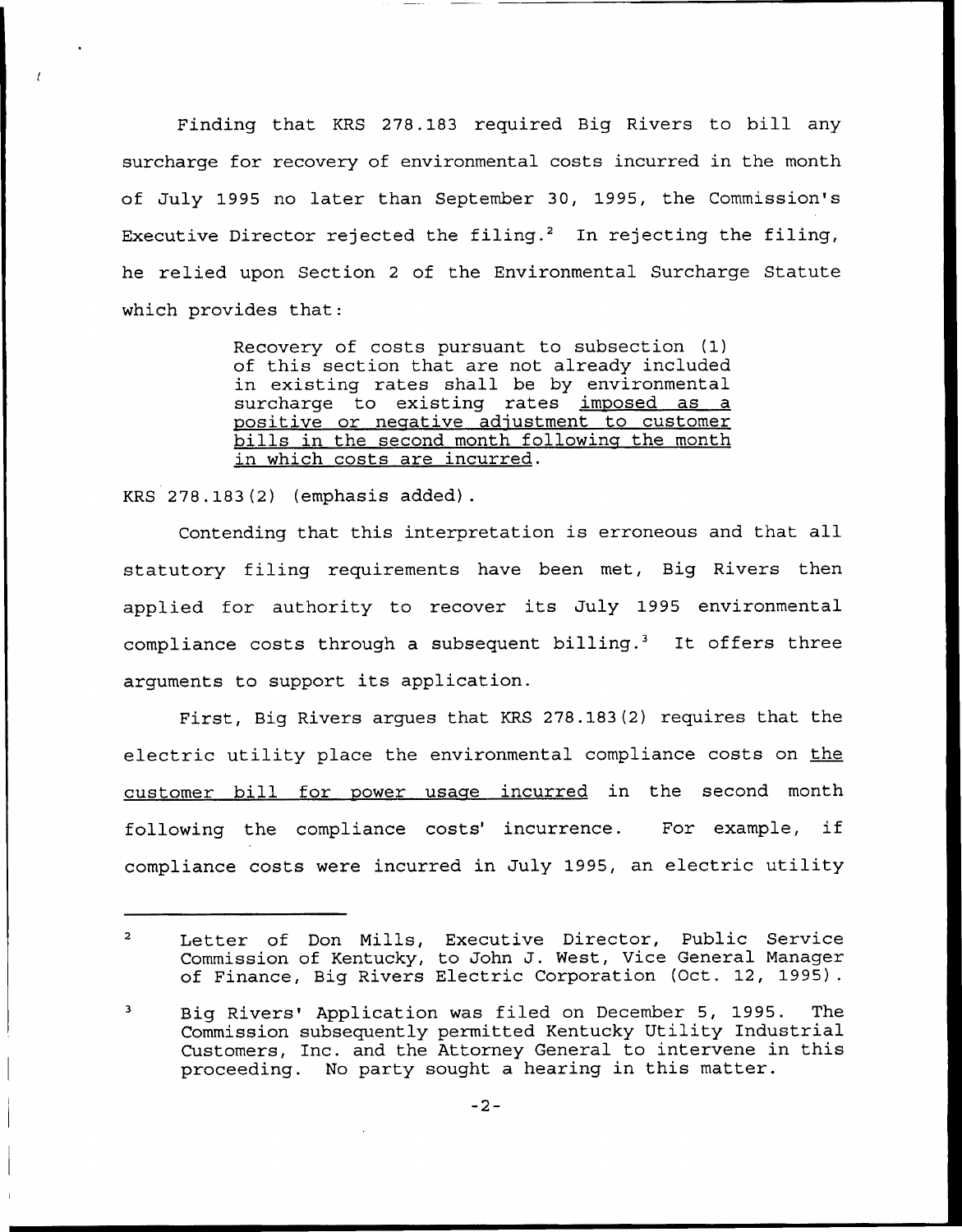Finding that KRS 278.183 required Big Rivers to bill any surcharge for recovery of environmental costs incurred in the month of July 1995 no later than September 30, 1995, the Commission's Executive Director rejected the filing.[2] In rejecting the filing, he relied upon Section 2 of the Environmental Surcharge Statute which provides that:

> Recovery of costs pursuant to subsection (1) of this section that are not already included in existing rates shall be by environmental surcharge to existing rates <u>imposed as a positive or negative adjustment to customer bills in the second month following the month in which costs are incurred</u>.

KRS 278.183(2) (emphasis added).

Contending that this interpretation is erroneous and that all statutory filing requirements have been met, Big Rivers then applied for authority to recover its July 1995 environmental compliance costs through a subsequent billing.[3] It offers three arguments to support its application.

First, Big Rivers argues that KRS 278.183(2) requires that the electric utility place the environmental compliance costs on <u>the customer bill for power usage incurred</u> in the second month following the compliance costs' incurrence. For example, if compliance costs were incurred in July 1995, an electric utility

---

[2] Letter of Don Mills, Executive Director, Public Service Commission of Kentucky, to John J. West, Vice General Manager of Finance, Big Rivers Electric Corporation (Oct. 12, 1995).

[3] Big Rivers' Application was filed on December 5, 1995. The Commission subsequently permitted Kentucky Utility Industrial Customers, Inc. and the Attorney General to intervene in this proceeding. No party sought a hearing in this matter.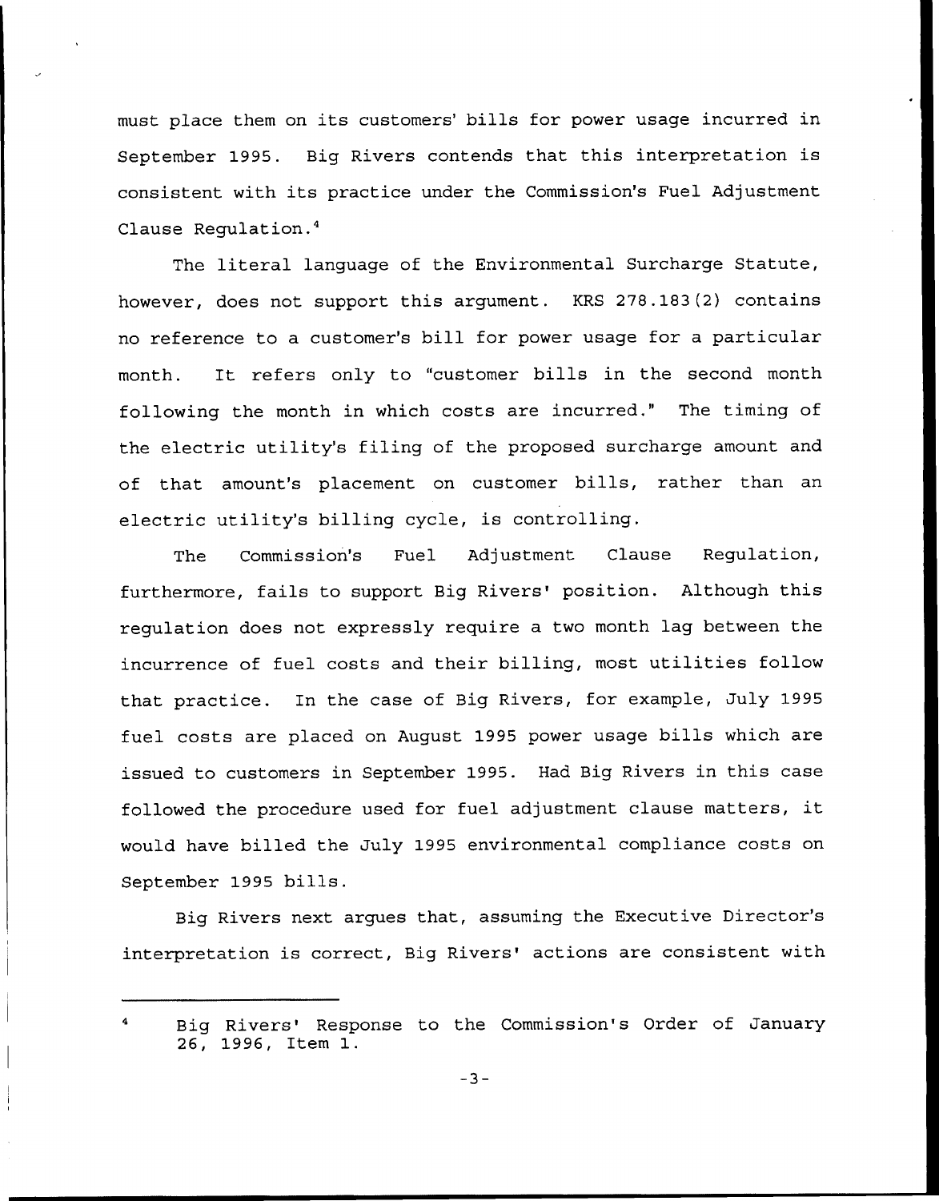must place them on its customers' bills for power usage incurred in September 1995. Big Rivers contends that this interpretation is consistent with its practice under the Commission's Fuel Adjustment Clause Regulation.[4]

The literal language of the Environmental Surcharge Statute, however, does not support this argument. KRS 278.183(2) contains no reference to a customer's bill for power usage for a particular month. It refers only to "customer bills in the second month following the month in which costs are incurred." The timing of the electric utility's filing of the proposed surcharge amount and of that amount's placement on customer bills, rather than an electric utility's billing cycle, is controlling.

The Commission's Fuel Adjustment Clause Regulation, furthermore, fails to support Big Rivers' position. Although this regulation does not expressly require a two month lag between the incurrence of fuel costs and their billing, most utilities follow that practice. In the case of Big Rivers, for example, July 1995 fuel costs are placed on August 1995 power usage bills which are issued to customers in September 1995. Had Big Rivers in this case followed the procedure used for fuel adjustment clause matters, it would have billed the July 1995 environmental compliance costs on September 1995 bills.

Big Rivers next argues that, assuming the Executive Director's interpretation is correct, Big Rivers' actions are consistent with

[4] Big Rivers' Response to the Commission's Order of January 26, 1996, Item 1.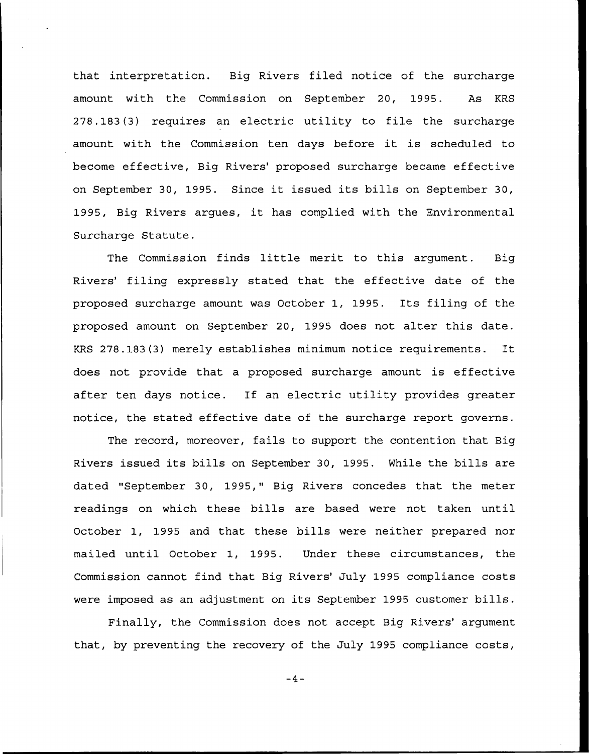that interpretation. Big Rivers filed notice of the surcharge amount with the Commission on September 20, 1995. As KRS 278.183(3) requires an electric utility to file the surcharge amount with the Commission ten days before it is scheduled to become effective, Big Rivers' proposed surcharge became effective on September 30, 1995. Since it issued its bills on September 30, 1995, Big Rivers argues, it has complied with the Environmental Surcharge Statute.

The Commission finds little merit to this argument. Big Rivers' filing expressly stated that the effective date of the proposed surcharge amount was October 1, 1995. Its filing of the proposed amount on September 20, 1995 does not alter this date. KRS 278.183(3) merely establishes minimum notice requirements. It does not provide that a proposed surcharge amount is effective after ten days notice. If an electric utility provides greater notice, the stated effective date of the surcharge report governs.

The record, moreover, fails to support the contention that Big Rivers issued its bills on September 30, 1995. While the bills are dated "September 30, 1995," Big Rivers concedes that the meter readings on which these bills are based were not taken until October 1, 1995 and that these bills were neither prepared nor mailed until October 1, 1995. Under these circumstances, the Commission cannot find that Big Rivers' July 1995 compliance costs were imposed as an adjustment on its September 1995 customer bills.

Finally, the Commission does not accept Big Rivers' argument that, by preventing the recovery of the July 1995 compliance costs,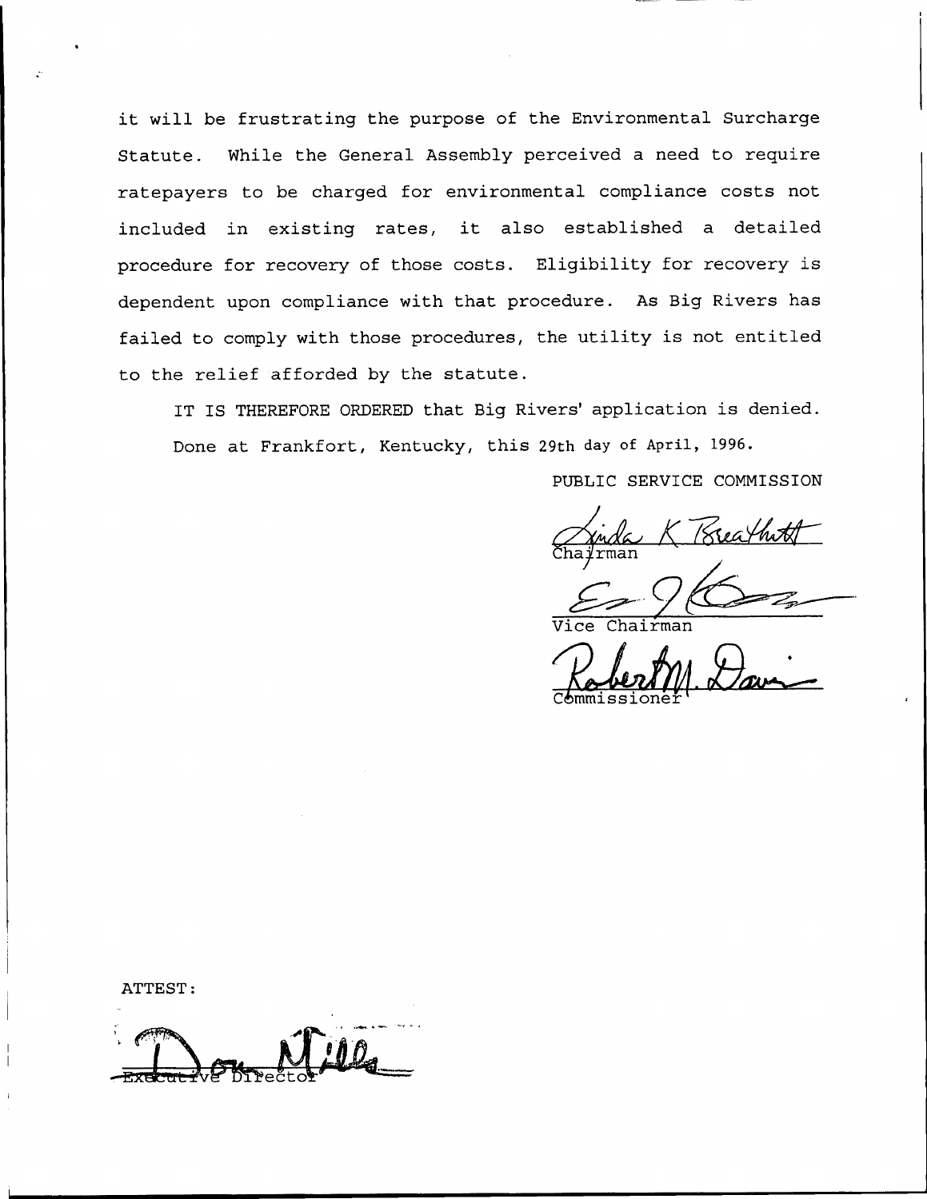it will be frustrating the purpose of the Environmental Surcharge Statute. While the General Assembly perceived a need to require ratepayers to be charged for environmental compliance costs not included in existing rates, it also established a detailed procedure for recovery of those costs. Eligibility for recovery is dependent upon compliance with that procedure. As Big Rivers has failed to comply with those procedures, the utility is not entitled to the relief afforded by the statute.

IT IS THEREFORE ORDERED that Big Rivers' application is denied.

Done at Frankfort, Kentucky, this 29th day of April, 1996.

PUBLIC SERVICE COMMISSION

Linda K Breathitt
Chairman

Vice Chairman

Robert M. Davis
Commissioner

ATTEST:

Don Mills
Executive Director